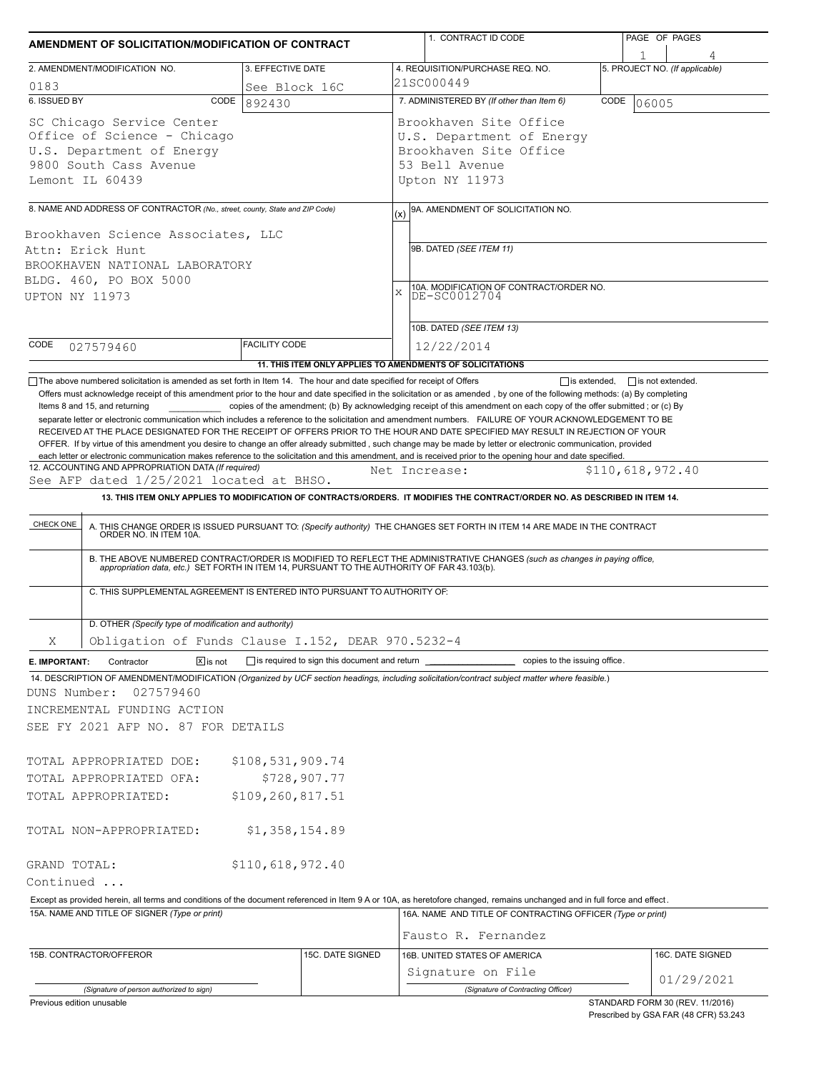# AMENDMENT OF SOLICITATION/MODIFICATION OF CONTRACT

| 1. CONTRACT ID CODE | PAGE OF PAGES |
|---|---|
| | 1 of 4 |

| 2. AMENDMENT/MODIFICATION NO. | 3. EFFECTIVE DATE | 4. REQUISITION/PURCHASE REQ. NO. | 5. PROJECT NO. (If applicable) |
|---|---|---|---|
| 0183 | See Block 16C | 21SC000449 | |

**6. ISSUED BY** CODE 892430

SC Chicago Service Center
Office of Science - Chicago
U.S. Department of Energy
9800 South Cass Avenue
Lemont IL 60439

**7. ADMINISTERED BY** (If other than Item 6) CODE 06005

Brookhaven Site Office
U.S. Department of Energy
Brookhaven Site Office
53 Bell Avenue
Upton NY 11973

**8. NAME AND ADDRESS OF CONTRACTOR** (No., street, county, State and ZIP Code)

Brookhaven Science Associates, LLC
Attn: Erick Hunt
BROOKHAVEN NATIONAL LABORATORY
BLDG. 460, PO BOX 5000
UPTON NY 11973

CODE 027579460 FACILITY CODE

(x) 9A. AMENDMENT OF SOLICITATION NO.

9B. DATED (SEE ITEM 11)

X 10A. MODIFICATION OF CONTRACT/ORDER NO. DE-SC0012704

10B. DATED (SEE ITEM 13) 12/22/2014

**11. THIS ITEM ONLY APPLIES TO AMENDMENTS OF SOLICITATIONS**

☐ The above numbered solicitation is amended as set forth in Item 14. The hour and date specified for receipt of Offers ☐ is extended, ☐ is not extended.

Offers must acknowledge receipt of this amendment prior to the hour and date specified in the solicitation or as amended , by one of the following methods: (a) By completing Items 8 and 15, and returning __________ copies of the amendment; (b) By acknowledging receipt of this amendment on each copy of the offer submitted ; or (c) By separate letter or electronic communication which includes a reference to the solicitation and amendment numbers. FAILURE OF YOUR ACKNOWLEDGEMENT TO BE RECEIVED AT THE PLACE DESIGNATED FOR THE RECEIPT OF OFFERS PRIOR TO THE HOUR AND DATE SPECIFIED MAY RESULT IN REJECTION OF YOUR OFFER. If by virtue of this amendment you desire to change an offer already submitted , such change may be made by letter or electronic communication, provided each letter or electronic communication makes reference to the solicitation and this amendment, and is received prior to the opening hour and date specified.

**12. ACCOUNTING AND APPROPRIATION DATA** (If required)
See AFP dated 1/25/2021 located at BHSO. Net Increase: $110,618,972.40

**13. THIS ITEM ONLY APPLIES TO MODIFICATION OF CONTRACTS/ORDERS. IT MODIFIES THE CONTRACT/ORDER NO. AS DESCRIBED IN ITEM 14.**

| CHECK ONE | |
|---|---|
| | A. THIS CHANGE ORDER IS ISSUED PURSUANT TO: (Specify authority) THE CHANGES SET FORTH IN ITEM 14 ARE MADE IN THE CONTRACT ORDER NO. IN ITEM 10A. |
| | B. THE ABOVE NUMBERED CONTRACT/ORDER IS MODIFIED TO REFLECT THE ADMINISTRATIVE CHANGES (such as changes in paying office, appropriation data, etc.) SET FORTH IN ITEM 14, PURSUANT TO THE AUTHORITY OF FAR 43.103(b). |
| | C. THIS SUPPLEMENTAL AGREEMENT IS ENTERED INTO PURSUANT TO AUTHORITY OF: |
| X | D. OTHER (Specify type of modification and authority) Obligation of Funds Clause I.152, DEAR 970.5232-4 |

**E. IMPORTANT:** Contractor ☒ is not ☐ is required to sign this document and return __________ copies to the issuing office.

**14. DESCRIPTION OF AMENDMENT/MODIFICATION** (Organized by UCF section headings, including solicitation/contract subject matter where feasible.)

DUNS Number: 027579460
INCREMENTAL FUNDING ACTION
SEE FY 2021 AFP NO. 87 FOR DETAILS

| | |
|---|---|
| TOTAL APPROPRIATED DOE: | $108,531,909.74 |
| TOTAL APPROPRIATED OFA: | $728,907.77 |
| TOTAL APPROPRIATED: | $109,260,817.51 |
| TOTAL NON-APPROPRIATED: | $1,358,154.89 |
| GRAND TOTAL: | $110,618,972.40 |

Continued ...

Except as provided herein, all terms and conditions of the document referenced in Item 9 A or 10A, as heretofore changed, remains unchanged and in full force and effect.

| 15A. NAME AND TITLE OF SIGNER (Type or print) | | 16A. NAME AND TITLE OF CONTRACTING OFFICER (Type or print) | |
|---|---|---|---|
| | | Fausto R. Fernandez | |
| **15B. CONTRACTOR/OFFEROR** | **15C. DATE SIGNED** | **16B. UNITED STATES OF AMERICA** | **16C. DATE SIGNED** |
| (Signature of person authorized to sign) | | Signature on File (Signature of Contracting Officer) | 01/29/2021 |

Previous edition unusable

STANDARD FORM 30 (REV. 11/2016)
Prescribed by GSA FAR (48 CFR) 53.243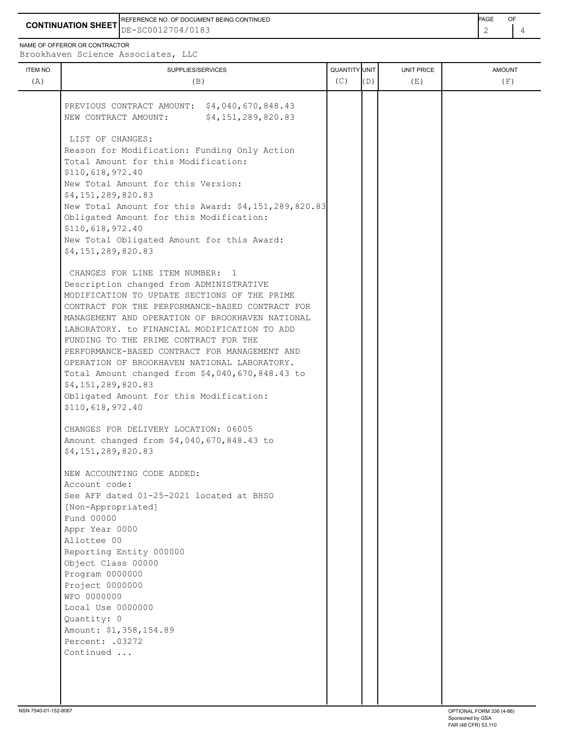**CONTINUATION SHEET**

REFERENCE NO. OF DOCUMENT BEING CONTINUED: DE-SC0012704/0183

NAME OF OFFEROR OR CONTRACTOR: Brookhaven Science Associates, LLC

| ITEM NO. (A) | SUPPLIES/SERVICES (B) | QUANTITY (C) | UNIT (D) | UNIT PRICE (E) | AMOUNT (F) |
|---|---|---|---|---|---|
| | PREVIOUS CONTRACT AMOUNT: $4,040,670,848.43<br>NEW CONTRACT AMOUNT: $4,151,289,820.83<br><br>LIST OF CHANGES:<br>Reason for Modification: Funding Only Action<br>Total Amount for this Modification: $110,618,972.40<br>New Total Amount for this Version: $4,151,289,820.83<br>New Total Amount for this Award: $4,151,289,820.83<br>Obligated Amount for this Modification: $110,618,972.40<br>New Total Obligated Amount for this Award: $4,151,289,820.83<br><br>CHANGES FOR LINE ITEM NUMBER: 1<br>Description changed from ADMINISTRATIVE MODIFICATION TO UPDATE SECTIONS OF THE PRIME CONTRACT FOR THE PERFORMANCE-BASED CONTRACT FOR MANAGEMENT AND OPERATION OF BROOKHAVEN NATIONAL LABORATORY. to FINANCIAL MODIFICATION TO ADD FUNDING TO THE PRIME CONTRACT FOR THE PERFORMANCE-BASED CONTRACT FOR MANAGEMENT AND OPERATION OF BROOKHAVEN NATIONAL LABORATORY.<br>Total Amount changed from $4,040,670,848.43 to $4,151,289,820.83<br>Obligated Amount for this Modification: $110,618,972.40<br><br>CHANGES FOR DELIVERY LOCATION: 06005<br>Amount changed from $4,040,670,848.43 to $4,151,289,820.83<br><br>NEW ACCOUNTING CODE ADDED:<br>Account code:<br>See AFP dated 01-25-2021 located at BHSO [Non-Appropriated]<br>Fund 00000<br>Appr Year 0000<br>Allottee 00<br>Reporting Entity 000000<br>Object Class 00000<br>Program 0000000<br>Project 0000000<br>WFO 0000000<br>Local Use 0000000<br>Quantity: 0<br>Amount: $1,358,154.89<br>Percent: .03272<br>Continued ... | | | | |

NSN 7540-01-152-8067

OPTIONAL FORM 336 (4-86)
Sponsored by GSA
FAR (48 CFR) 53.110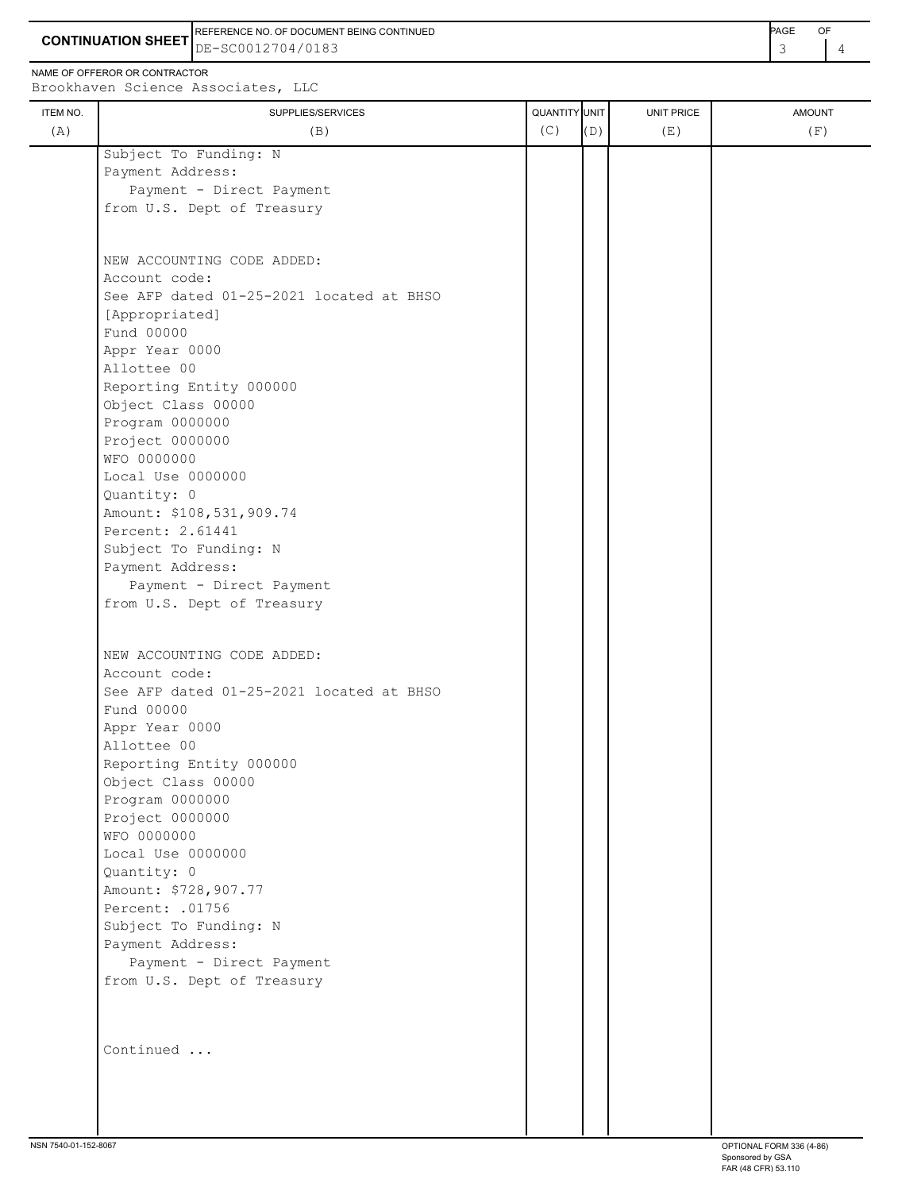**CONTINUATION SHEET**

REFERENCE NO. OF DOCUMENT BEING CONTINUED
DE-SC0012704/0183

NAME OF OFFEROR OR CONTRACTOR
Brookhaven Science Associates, LLC

| ITEM NO. (A) | SUPPLIES/SERVICES (B) | QUANTITY (C) | UNIT (D) | UNIT PRICE (E) | AMOUNT (F) |
|---|---|---|---|---|---|
| | Subject To Funding: N<br>Payment Address:<br>Payment - Direct Payment<br>from U.S. Dept of Treasury<br><br>NEW ACCOUNTING CODE ADDED:<br>Account code:<br>See AFP dated 01-25-2021 located at BHSO<br>[Appropriated]<br>Fund 00000<br>Appr Year 0000<br>Allottee 00<br>Reporting Entity 000000<br>Object Class 00000<br>Program 0000000<br>Project 0000000<br>WFO 0000000<br>Local Use 0000000<br>Quantity: 0<br>Amount: $108,531,909.74<br>Percent: 2.61441<br>Subject To Funding: N<br>Payment Address:<br>Payment - Direct Payment<br>from U.S. Dept of Treasury<br><br>NEW ACCOUNTING CODE ADDED:<br>Account code:<br>See AFP dated 01-25-2021 located at BHSO<br>Fund 00000<br>Appr Year 0000<br>Allottee 00<br>Reporting Entity 000000<br>Object Class 00000<br>Program 0000000<br>Project 0000000<br>WFO 0000000<br>Local Use 0000000<br>Quantity: 0<br>Amount: $728,907.77<br>Percent: .01756<br>Subject To Funding: N<br>Payment Address:<br>Payment - Direct Payment<br>from U.S. Dept of Treasury<br><br>Continued ... | | | | |

NSN 7540-01-152-8067

OPTIONAL FORM 336 (4-86)
Sponsored by GSA
FAR (48 CFR) 53.110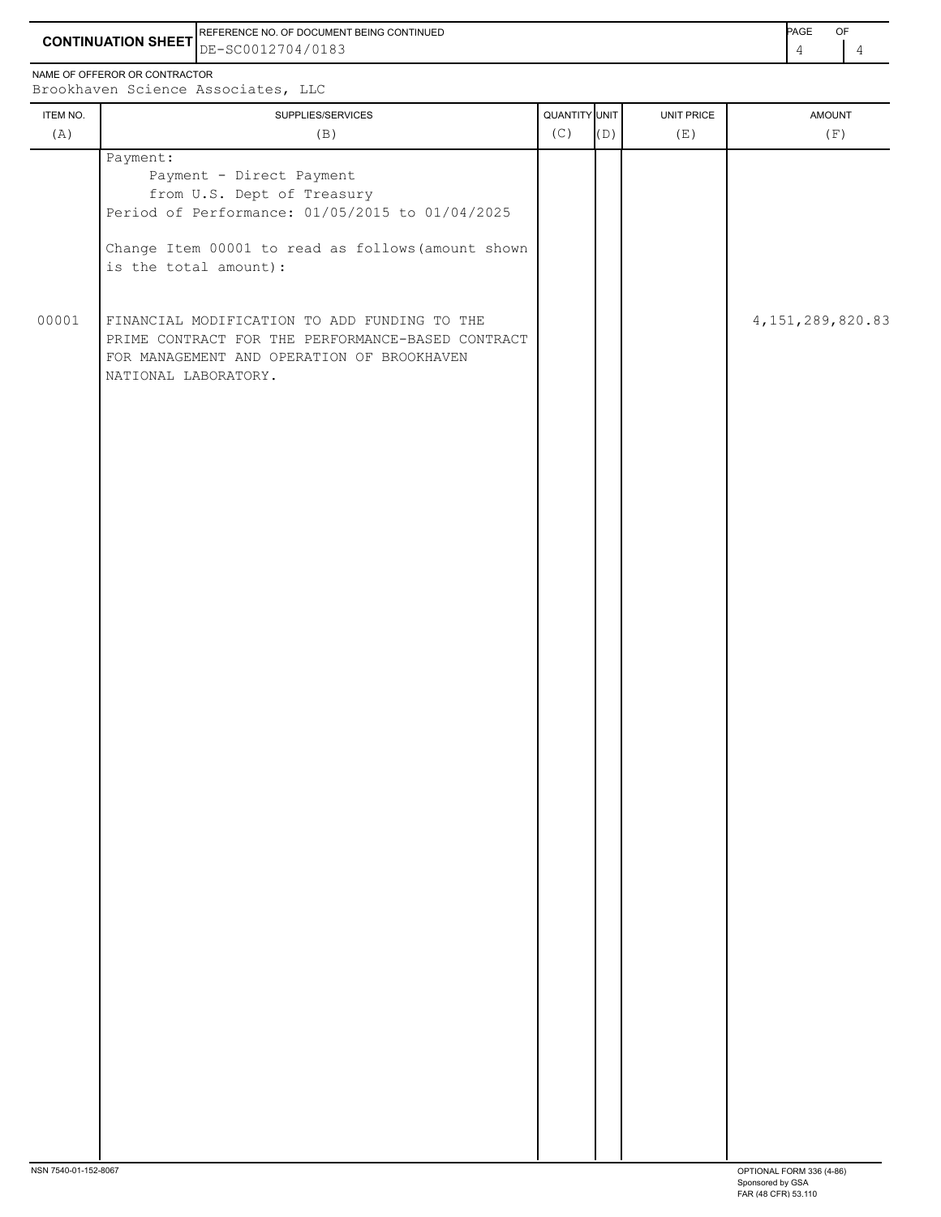**CONTINUATION SHEET**

REFERENCE NO. OF DOCUMENT BEING CONTINUED
DE-SC0012704/0183

NAME OF OFFEROR OR CONTRACTOR
Brookhaven Science Associates, LLC

| ITEM NO. (A) | SUPPLIES/SERVICES (B) | QUANTITY (C) | UNIT (D) | UNIT PRICE (E) | AMOUNT (F) |
|---|---|---|---|---|---|
| | Payment:<br>Payment - Direct Payment<br>from U.S. Dept of Treasury<br>Period of Performance: 01/05/2015 to 01/04/2025<br><br>Change Item 00001 to read as follows(amount shown is the total amount): | | | | |
| 00001 | FINANCIAL MODIFICATION TO ADD FUNDING TO THE PRIME CONTRACT FOR THE PERFORMANCE-BASED CONTRACT FOR MANAGEMENT AND OPERATION OF BROOKHAVEN NATIONAL LABORATORY. | | | | 4,151,289,820.83 |

NSN 7540-01-152-8067

OPTIONAL FORM 336 (4-86)
Sponsored by GSA
FAR (48 CFR) 53.110